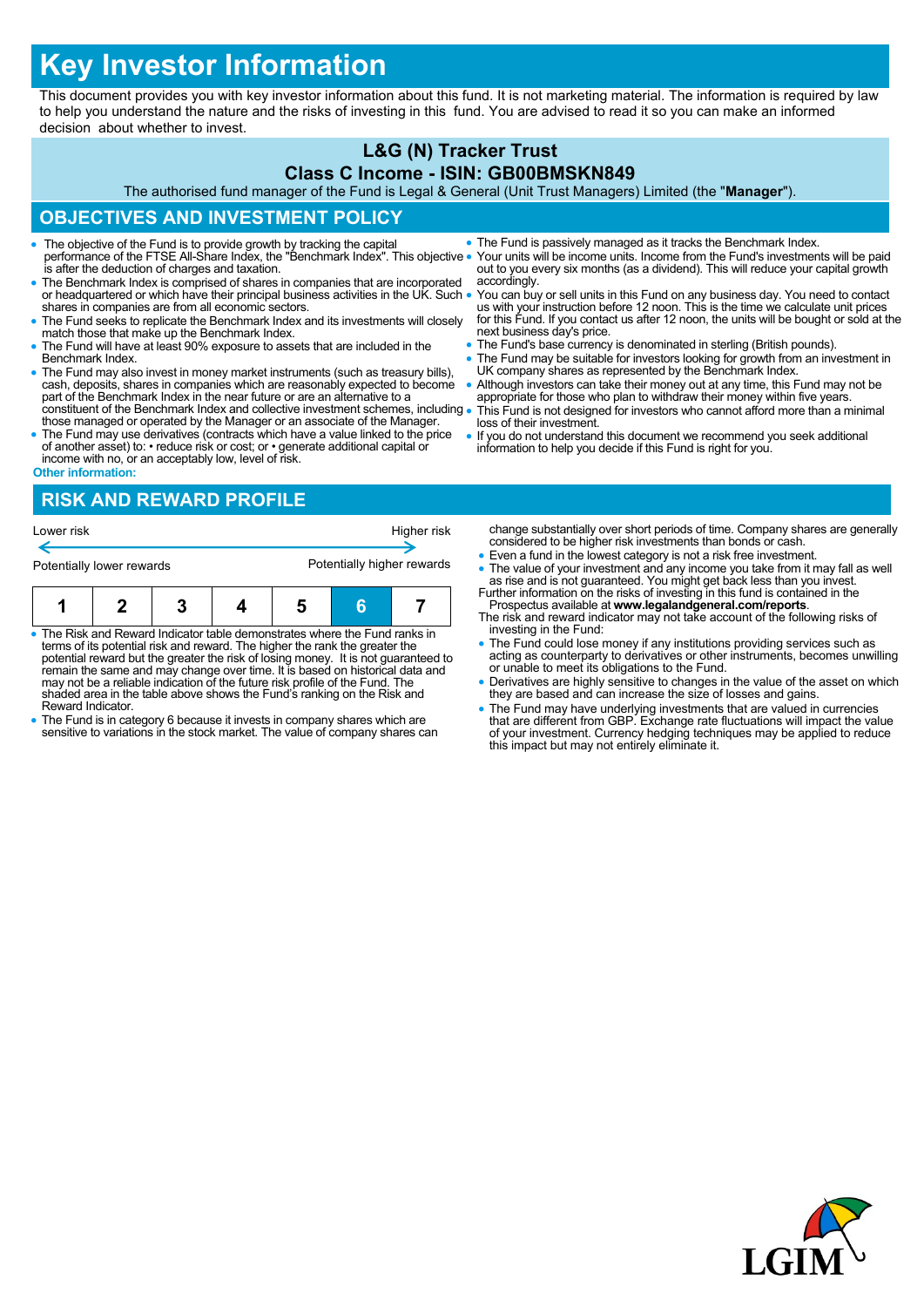# Key Investor Information

This document provides you with key investor information about this fund. It is not marketing material. The information is required by law to help you understand the nature and the risks of investing in this fund. You are advised to read it so you can make an informed decision about whether to invest.

## L&G (N) Tracker Trust

### Class C Income - ISIN: GB00BMSKN849

The authorised fund manager of the Fund is Legal & General (Unit Trust Managers) Limited (the "**Manager**").

## OBJECTIVES AND INVESTMENT POLICY

- The objective of the Fund is to provide growth by tracking the capital performance of the FTSE All-Share Index, the "Benchmark Index". This objective is after the deduction of charges and taxation.
- The Benchmark Index is comprised of shares in companies that are incorporated or headquartered or which have their principal business activities in the UK. Such shares in companies are from all economic sectors.
- The Fund seeks to replicate the Benchmark Index and its investments will closely match those that make up the Benchmark Index.
- The Fund will have at least 90% exposure to assets that are included in the Benchmark Index.
- The Fund may also invest in money market instruments (such as treasury bills), cash, deposits, shares in companies which are reasonably expected to become part of the Benchmark Index in the near future or are an alternative to a constituent of the Benchmark Index and collective investment schemes, including those managed or operated by the Manager or an associate of the Manager.
- The Fund may use derivatives (contracts which have a value linked to the price of another asset) to: • reduce risk or cost; or • generate additional capital or income with no, or an acceptably low, level of risk.

**Other information:**

- The Fund is passively managed as it tracks the Benchmark Index.
- Your units will be income units. Income from the Fund's investments will be paid out to you every six months (as a dividend). This will reduce your capital growth accordingly.
- You can buy or sell units in this Fund on any business day. You need to contact us with your instruction before 12 noon. This is the time we calculate unit prices for this Fund. If you contact us after 12 noon, the units will be bought or sold at the next business day's price.
- The Fund's base currency is denominated in sterling (British pounds).
- The Fund may be suitable for investors looking for growth from an investment in UK company shares as represented by the Benchmark Index.
- Although investors can take their money out at any time, this Fund may not be appropriate for those who plan to withdraw their money within five years.
- This Fund is not designed for investors who cannot afford more than a minimal loss of their investment.
- If you do not understand this document we recommend you seek additional information to help you decide if this Fund is right for you.

## RISK AND REWARD PROFILE

Lower risk — Higher risk

Potentially lower rewards — Potentially higher rewards

| 1 | 2 | 3 | 4 | 5 | **6** | 7 |
|---|---|---|---|---|---|---|

- The Risk and Reward Indicator table demonstrates where the Fund ranks in terms of its potential risk and reward. The higher the rank the greater the potential reward but the greater the risk of losing money. It is not guaranteed to remain the same and may change over time. It is based on historical data and may not be a reliable indication of the future risk profile of the Fund. The shaded area in the table above shows the Fund's ranking on the Risk and Reward Indicator.
- The Fund is in category 6 because it invests in company shares which are sensitive to variations in the stock market. The value of company shares can change substantially over short periods of time. Company shares are generally considered to be higher risk investments than bonds or cash.
- Even a fund in the lowest category is not a risk free investment.
- The value of your investment and any income you take from it may fall as well as rise and is not guaranteed. You might get back less than you invest.

Further information on the risks of investing in this fund is contained in the Prospectus available at **www.legalandgeneral.com/reports**.

The risk and reward indicator may not take account of the following risks of investing in the Fund:

- The Fund could lose money if any institutions providing services such as acting as counterparty to derivatives or other instruments, becomes unwilling or unable to meet its obligations to the Fund.
- Derivatives are highly sensitive to changes in the value of the asset on which they are based and can increase the size of losses and gains.
- The Fund may have underlying investments that are valued in currencies that are different from GBP. Exchange rate fluctuations will impact the value of your investment. Currency hedging techniques may be applied to reduce this impact but may not entirely eliminate it.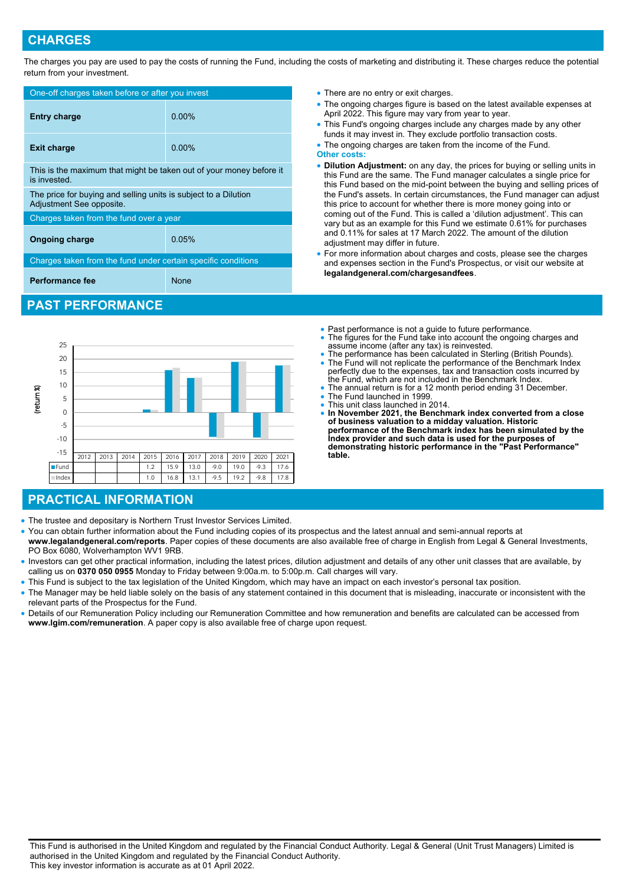## CHARGES

The charges you pay are used to pay the costs of running the Fund, including the costs of marketing and distributing it. These charges reduce the potential return from your investment.

| One-off charges taken before or after you invest | |
|---|---|
| **Entry charge** | 0.00% |
| **Exit charge** | 0.00% |
| This is the maximum that might be taken out of your money before it is invested. | |
| The price for buying and selling units is subject to a Dilution Adjustment See opposite. | |
| **Charges taken from the fund over a year** | |
| **Ongoing charge** | 0.05% |
| **Charges taken from the fund under certain specific conditions** | |
| **Performance fee** | None |

- There are no entry or exit charges.
- The ongoing charges figure is based on the latest available expenses at April 2022. This figure may vary from year to year.
- This Fund's ongoing charges include any charges made by any other funds it may invest in. They exclude portfolio transaction costs.
- The ongoing charges are taken from the income of the Fund.

**Other costs:**

- **Dilution Adjustment:** on any day, the prices for buying or selling units in this Fund are the same. The Fund manager calculates a single price for this Fund based on the mid-point between the buying and selling prices of the Fund's assets. In certain circumstances, the Fund manager can adjust this price to account for whether there is more money going into or coming out of the Fund. This is called a 'dilution adjustment'. This can vary but as an example for this Fund we estimate 0.61% for purchases and 0.11% for sales at 17 March 2022. The amount of the dilution adjustment may differ in future.
- For more information about charges and costs, please see the charges and expenses section in the Fund's Prospectus, or visit our website at **legalandgeneral.com/chargesandfees**.

## PAST PERFORMANCE

(return %)

25
20
15
10
5
0
-5
-10
-15

2012 2013 2014 2015 2016 2017 2018 2019 2020 2021

Fund: 1.2 15.9 13.0 -9.0 19.0 -9.3 17.6

Index: 1.0 16.8 13.1 -9.5 19.2 -9.8 17.8

- Past performance is not a guide to future performance.
- The figures for the Fund take into account the ongoing charges and assume income (after any tax) is reinvested.
- The performance has been calculated in Sterling (British Pounds).
- The Fund will not replicate the performance of the Benchmark Index perfectly due to the expenses, tax and transaction costs incurred by the Fund, which are not included in the Benchmark Index.
- The annual return is for a 12 month period ending 31 December.
- The Fund launched in 1999.
- This unit class launched in 2014.
- **In November 2021, the Benchmark index converted from a close of business valuation to a midday valuation. Historic performance of the Benchmark index has been simulated by the Index provider and such data is used for the purposes of demonstrating historic performance in the "Past Performance" table.**

## PRACTICAL INFORMATION

- The trustee and depositary is Northern Trust Investor Services Limited.
- You can obtain further information about the Fund including copies of its prospectus and the latest annual and semi-annual reports at **www.legalandgeneral.com/reports**. Paper copies of these documents are also available free of charge in English from Legal & General Investments, PO Box 6080, Wolverhampton WV1 9RB.
- Investors can get other practical information, including the latest prices, dilution adjustment and details of any other unit classes that are available, by calling us on **0370 050 0955** Monday to Friday between 9:00a.m. to 5:00p.m. Call charges will vary.
- This Fund is subject to the tax legislation of the United Kingdom, which may have an impact on each investor's personal tax position.
- The Manager may be held liable solely on the basis of any statement contained in this document that is misleading, inaccurate or inconsistent with the relevant parts of the Prospectus for the Fund.
- Details of our Remuneration Policy including our Remuneration Committee and how remuneration and benefits are calculated can be accessed from **www.lgim.com/remuneration**. A paper copy is also available free of charge upon request.

This Fund is authorised in the United Kingdom and regulated by the Financial Conduct Authority. Legal & General (Unit Trust Managers) Limited is authorised in the United Kingdom and regulated by the Financial Conduct Authority.
This key investor information is accurate as at 01 April 2022.